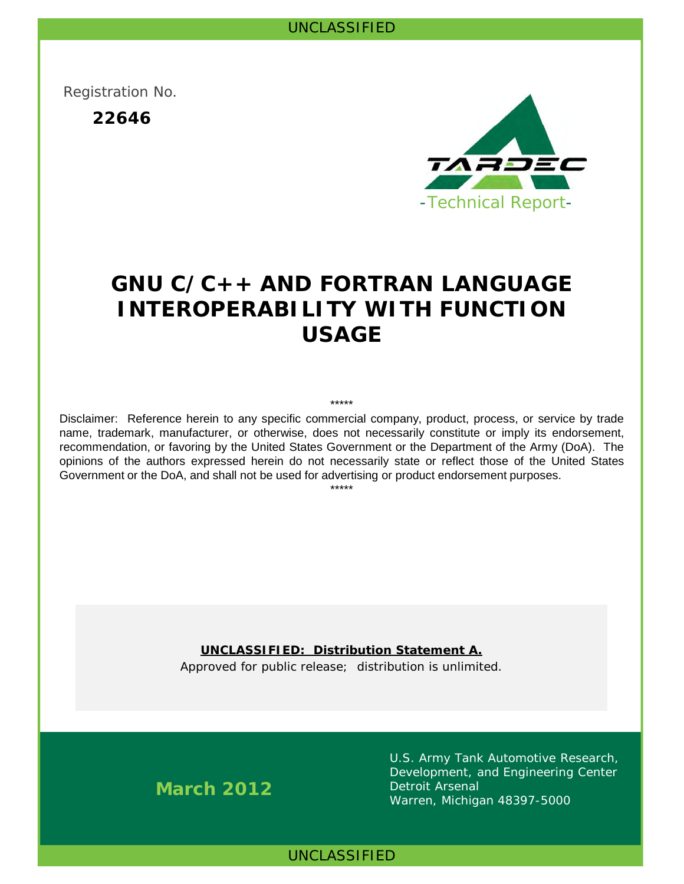UNCLASSIFIED

Registration No.

**22646**

TARDEC

-Technical Report-

# GNU C/C++ AND FORTRAN LANGUAGE INTEROPERABILITY WITH FUNCTION USAGE

*****

Disclaimer: Reference herein to any specific commercial company, product, process, or service by trade name, trademark, manufacturer, or otherwise, does not necessarily constitute or imply its endorsement, recommendation, or favoring by the United States Government or the Department of the Army (DoA). The opinions of the authors expressed herein do not necessarily state or reflect those of the United States Government or the DoA, and shall not be used for advertising or product endorsement purposes.

*****

**UNCLASSIFIED: Distribution Statement A.**

Approved for public release; distribution is unlimited.

**March 2012**

U.S. Army Tank Automotive Research, Development, and Engineering Center
Detroit Arsenal
Warren, Michigan 48397-5000

UNCLASSIFIED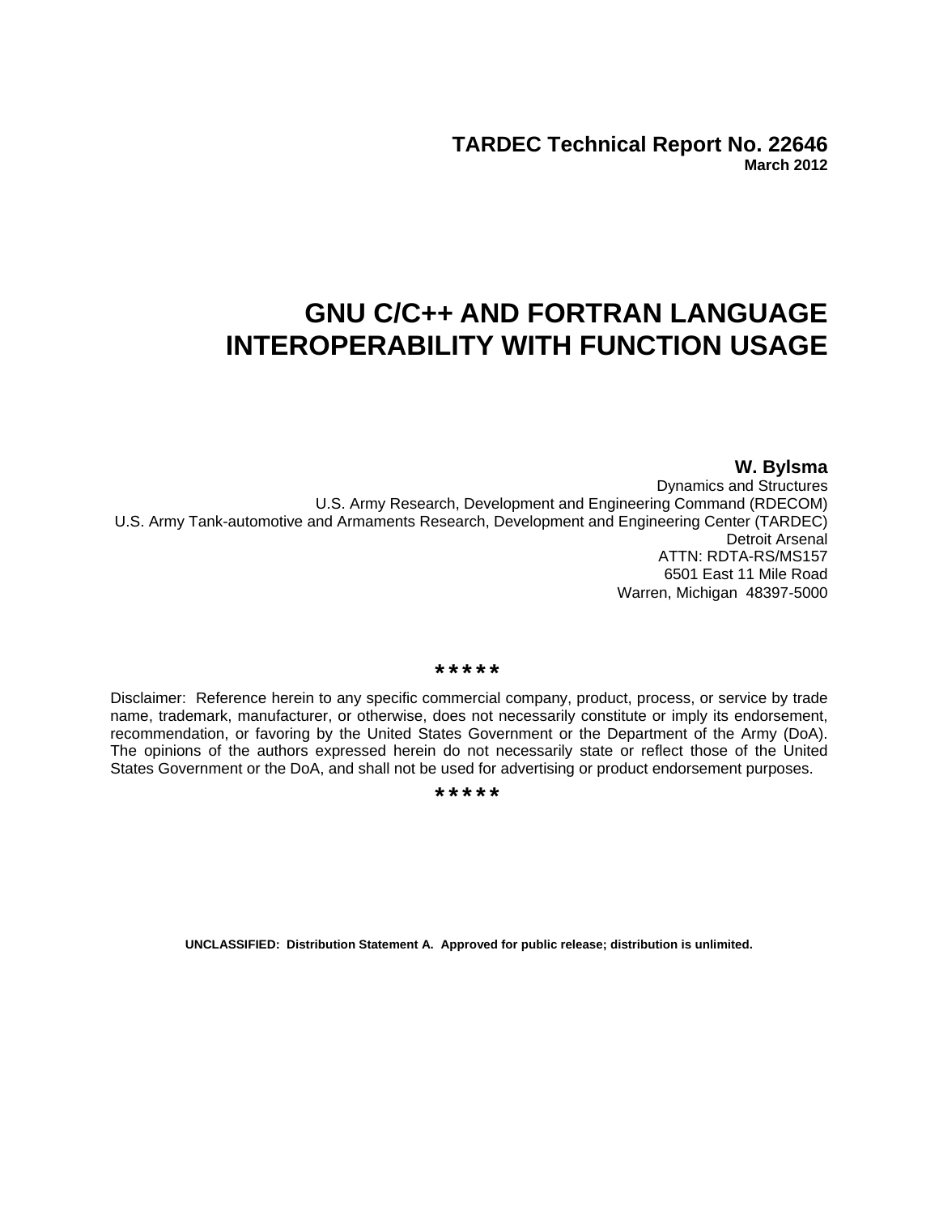**TARDEC Technical Report No. 22646**
**March 2012**

# GNU C/C++ AND FORTRAN LANGUAGE INTEROPERABILITY WITH FUNCTION USAGE

**W. Bylsma**
Dynamics and Structures
U.S. Army Research, Development and Engineering Command (RDECOM)
U.S. Army Tank-automotive and Armaments Research, Development and Engineering Center (TARDEC)
Detroit Arsenal
ATTN: RDTA-RS/MS157
6501 East 11 Mile Road
Warren, Michigan 48397-5000

*****

Disclaimer: Reference herein to any specific commercial company, product, process, or service by trade name, trademark, manufacturer, or otherwise, does not necessarily constitute or imply its endorsement, recommendation, or favoring by the United States Government or the Department of the Army (DoA). The opinions of the authors expressed herein do not necessarily state or reflect those of the United States Government or the DoA, and shall not be used for advertising or product endorsement purposes.

*****

**UNCLASSIFIED: Distribution Statement A. Approved for public release; distribution is unlimited.**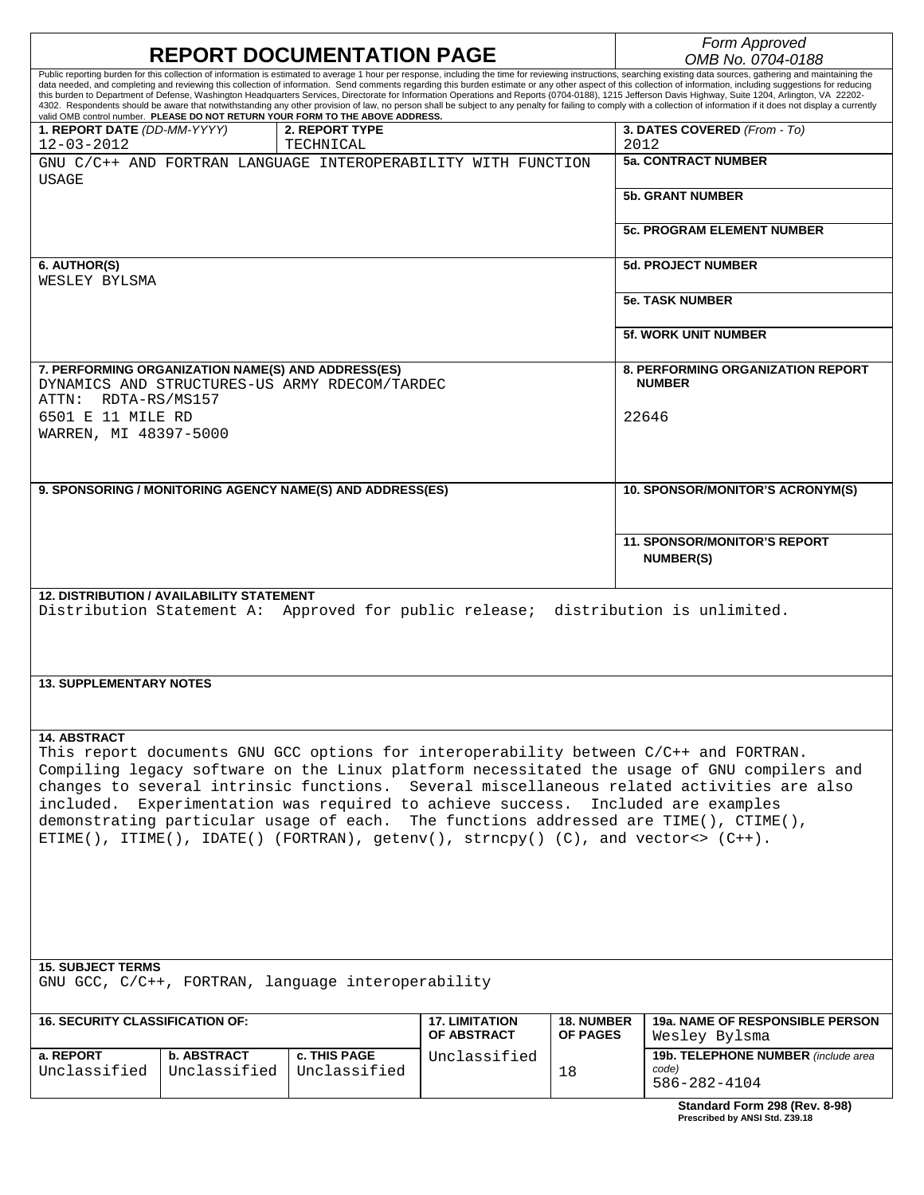# REPORT DOCUMENTATION PAGE

*Form Approved*
*OMB No. 0704-0188*

Public reporting burden for this collection of information is estimated to average 1 hour per response, including the time for reviewing instructions, searching existing data sources, gathering and maintaining the data needed, and completing and reviewing this collection of information. Send comments regarding this burden estimate or any other aspect of this collection of information, including suggestions for reducing this burden to Department of Defense, Washington Headquarters Services, Directorate for Information Operations and Reports (0704-0188), 1215 Jefferson Davis Highway, Suite 1204, Arlington, VA 22202-4302. Respondents should be aware that notwithstanding any other provision of law, no person shall be subject to any penalty for failing to comply with a collection of information if it does not display a currently valid OMB control number. **PLEASE DO NOT RETURN YOUR FORM TO THE ABOVE ADDRESS.**

| | | |
|---|---|---|
| **1. REPORT DATE** *(DD-MM-YYYY)* 12-03-2012 | **2. REPORT TYPE** TECHNICAL | **3. DATES COVERED** *(From - To)* 2012 |
| **4. TITLE AND SUBTITLE** GNU C/C++ AND FORTRAN LANGUAGE INTEROPERABILITY WITH FUNCTION USAGE | | **5a. CONTRACT NUMBER** |
| | | **5b. GRANT NUMBER** |
| | | **5c. PROGRAM ELEMENT NUMBER** |
| **6. AUTHOR(S)** WESLEY BYLSMA | | **5d. PROJECT NUMBER** |
| | | **5e. TASK NUMBER** |
| | | **5f. WORK UNIT NUMBER** |
| **7. PERFORMING ORGANIZATION NAME(S) AND ADDRESS(ES)** DYNAMICS AND STRUCTURES-US ARMY RDECOM/TARDEC ATTN: RDTA-RS/MS157 6501 E 11 MILE RD WARREN, MI 48397-5000 | | **8. PERFORMING ORGANIZATION REPORT NUMBER** 22646 |
| **9. SPONSORING / MONITORING AGENCY NAME(S) AND ADDRESS(ES)** | | **10. SPONSOR/MONITOR'S ACRONYM(S)** |
| | | **11. SPONSOR/MONITOR'S REPORT NUMBER(S)** |

**12. DISTRIBUTION / AVAILABILITY STATEMENT**
Distribution Statement A: Approved for public release; distribution is unlimited.

**13. SUPPLEMENTARY NOTES**

**14. ABSTRACT**
This report documents GNU GCC options for interoperability between C/C++ and FORTRAN. Compiling legacy software on the Linux platform necessitated the usage of GNU compilers and changes to several intrinsic functions. Several miscellaneous related activities are also included. Experimentation was required to achieve success. Included are examples demonstrating particular usage of each. The functions addressed are TIME(), CTIME(), ETIME(), ITIME(), IDATE() (FORTRAN), getenv(), strncpy() (C), and vector<> (C++).

**15. SUBJECT TERMS**
GNU GCC, C/C++, FORTRAN, language interoperability

| **16. SECURITY CLASSIFICATION OF:** | | | **17. LIMITATION OF ABSTRACT** | **18. NUMBER OF PAGES** | **19a. NAME OF RESPONSIBLE PERSON** Wesley Bylsma |
|---|---|---|---|---|---|
| **a. REPORT** Unclassified | **b. ABSTRACT** Unclassified | **c. THIS PAGE** Unclassified | Unclassified | 18 | **19b. TELEPHONE NUMBER** *(include area code)* 586-282-4104 |

**Standard Form 298 (Rev. 8-98)**
**Prescribed by ANSI Std. Z39.18**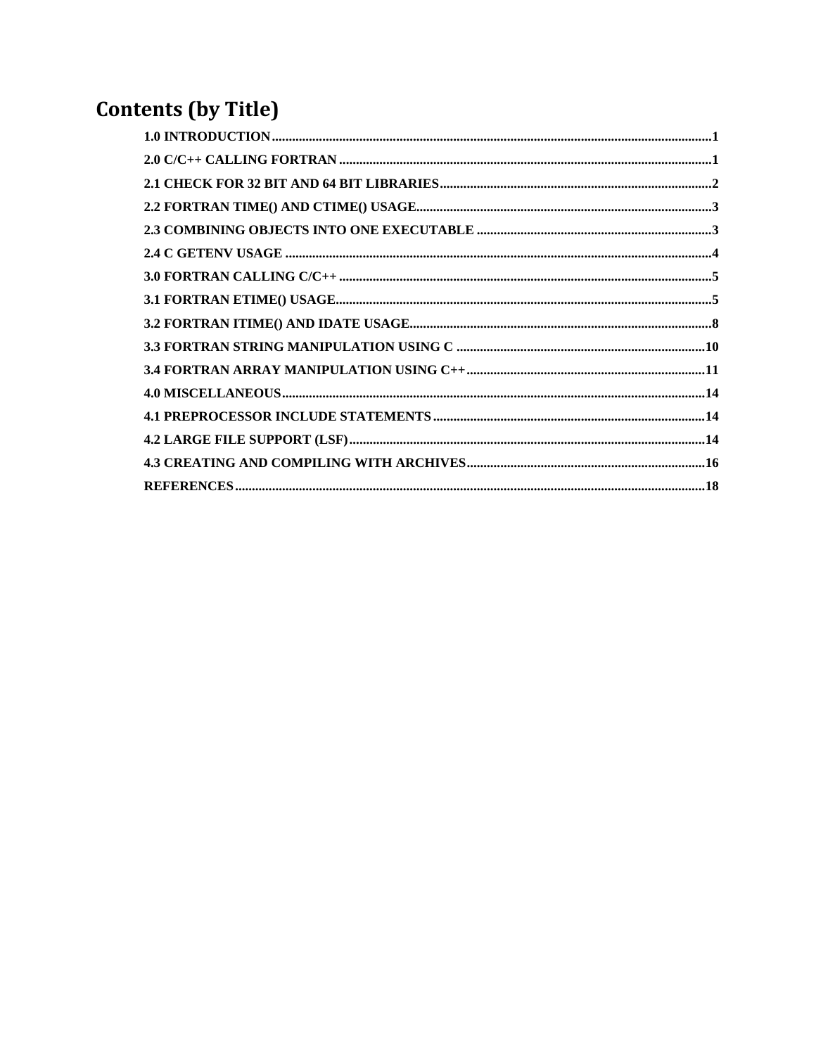# Contents (by Title)

1.0 INTRODUCTION ........................................................................................................................ 1
2.0 C/C++ CALLING FORTRAN ........................................................................................................ 1
2.1 CHECK FOR 32 BIT AND 64 BIT LIBRARIES .................................................................................. 2
2.2 FORTRAN TIME() AND CTIME() USAGE ......................................................................................... 3
2.3 COMBINING OBJECTS INTO ONE EXECUTABLE ............................................................................ 3
2.4 C GETENV USAGE ................................................................................................................... 4
3.0 FORTRAN CALLING C/C++ ........................................................................................................ 5
3.1 FORTRAN ETIME() USAGE ......................................................................................................... 5
3.2 FORTRAN ITIME() AND IDATE USAGE .......................................................................................... 8
3.3 FORTRAN STRING MANIPULATION USING C ................................................................................ 10
3.4 FORTRAN ARRAY MANIPULATION USING C++ .............................................................................. 11
4.0 MISCELLANEOUS ..................................................................................................................... 14
4.1 PREPROCESSOR INCLUDE STATEMENTS ..................................................................................... 14
4.2 LARGE FILE SUPPORT (LSF) ...................................................................................................... 14
4.3 CREATING AND COMPILING WITH ARCHIVES .............................................................................. 16
REFERENCES ................................................................................................................................ 18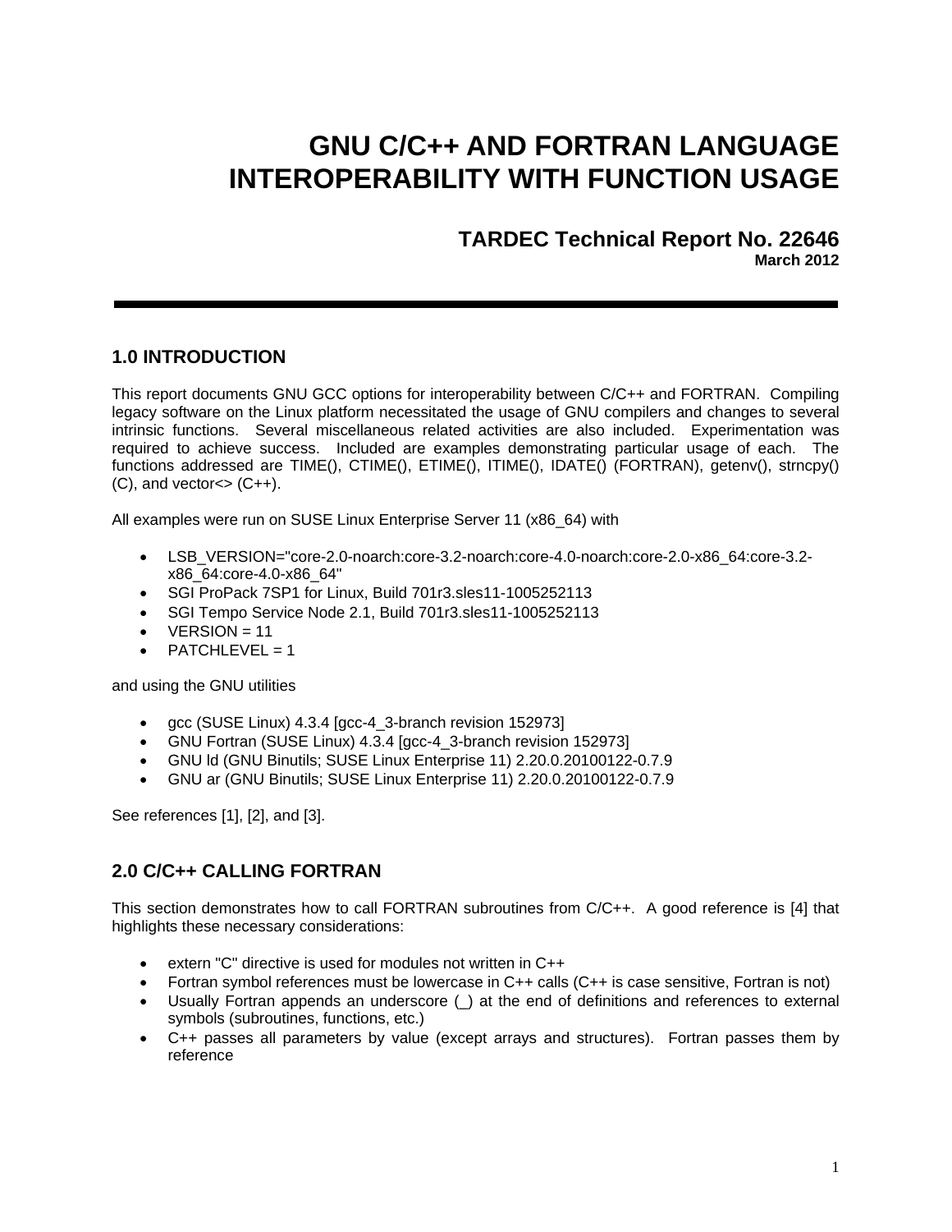# GNU C/C++ AND FORTRAN LANGUAGE INTEROPERABILITY WITH FUNCTION USAGE

## TARDEC Technical Report No. 22646

**March 2012**

---

## 1.0 INTRODUCTION

This report documents GNU GCC options for interoperability between C/C++ and FORTRAN. Compiling legacy software on the Linux platform necessitated the usage of GNU compilers and changes to several intrinsic functions. Several miscellaneous related activities are also included. Experimentation was required to achieve success. Included are examples demonstrating particular usage of each. The functions addressed are TIME(), CTIME(), ETIME(), ITIME(), IDATE() (FORTRAN), getenv(), strncpy() (C), and vector<> (C++).

All examples were run on SUSE Linux Enterprise Server 11 (x86_64) with

- LSB_VERSION="core-2.0-noarch:core-3.2-noarch:core-4.0-noarch:core-2.0-x86_64:core-3.2-x86_64:core-4.0-x86_64"
- SGI ProPack 7SP1 for Linux, Build 701r3.sles11-1005252113
- SGI Tempo Service Node 2.1, Build 701r3.sles11-1005252113
- VERSION = 11
- PATCHLEVEL = 1

and using the GNU utilities

- gcc (SUSE Linux) 4.3.4 [gcc-4_3-branch revision 152973]
- GNU Fortran (SUSE Linux) 4.3.4 [gcc-4_3-branch revision 152973]
- GNU ld (GNU Binutils; SUSE Linux Enterprise 11) 2.20.0.20100122-0.7.9
- GNU ar (GNU Binutils; SUSE Linux Enterprise 11) 2.20.0.20100122-0.7.9

See references [1], [2], and [3].

## 2.0 C/C++ CALLING FORTRAN

This section demonstrates how to call FORTRAN subroutines from C/C++. A good reference is [4] that highlights these necessary considerations:

- extern "C" directive is used for modules not written in C++
- Fortran symbol references must be lowercase in C++ calls (C++ is case sensitive, Fortran is not)
- Usually Fortran appends an underscore (_) at the end of definitions and references to external symbols (subroutines, functions, etc.)
- C++ passes all parameters by value (except arrays and structures). Fortran passes them by reference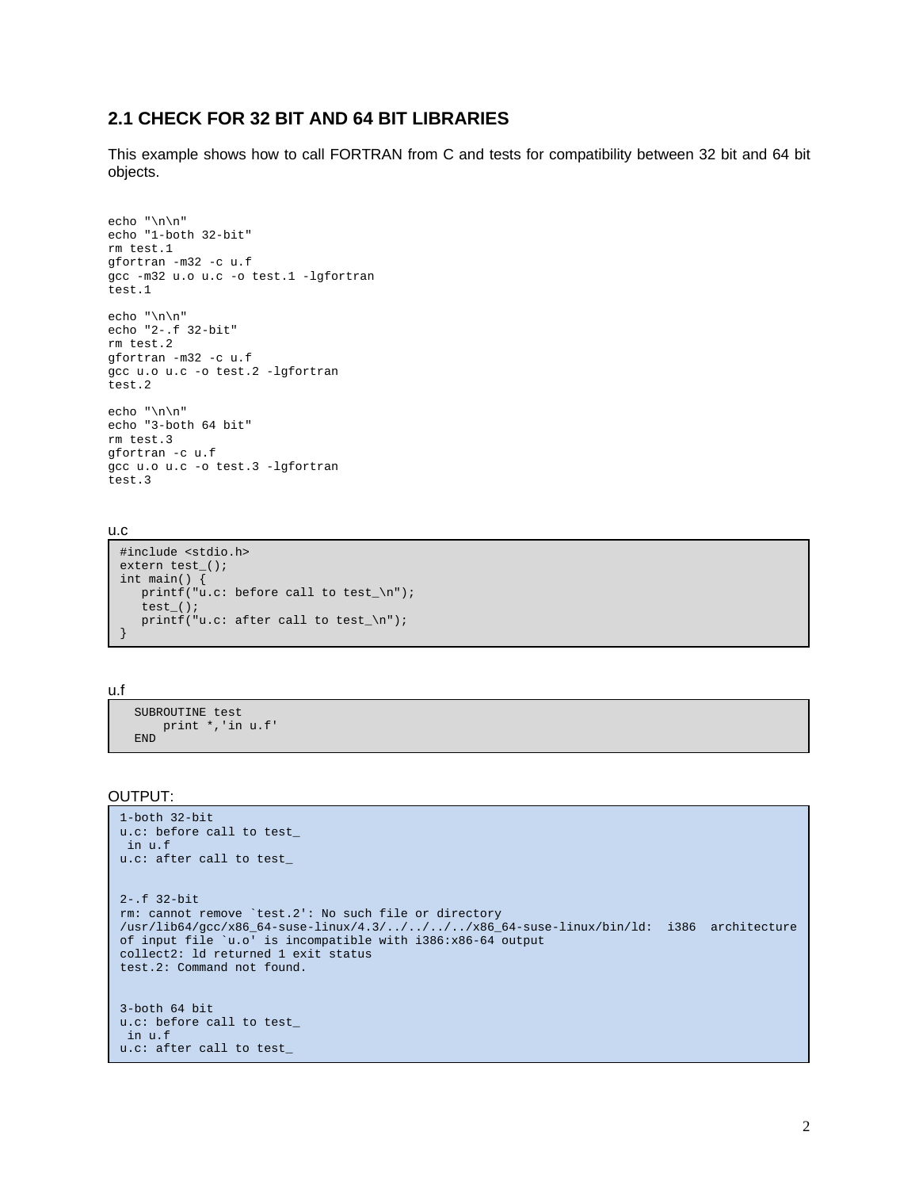## 2.1 CHECK FOR 32 BIT AND 64 BIT LIBRARIES

This example shows how to call FORTRAN from C and tests for compatibility between 32 bit and 64 bit objects.

```
echo "\n\n"
echo "1-both 32-bit"
rm test.1
gfortran -m32 -c u.f
gcc -m32 u.o u.c -o test.1 -lgfortran
test.1

echo "\n\n"
echo "2-.f 32-bit"
rm test.2
gfortran -m32 -c u.f
gcc u.o u.c -o test.2 -lgfortran
test.2

echo "\n\n"
echo "3-both 64 bit"
rm test.3
gfortran -c u.f
gcc u.o u.c -o test.3 -lgfortran
test.3
```

u.c

```
#include <stdio.h>
extern test_();
int main() {
   printf("u.c: before call to test_\n");
   test_();
   printf("u.c: after call to test_\n");
}
```

u.f

```
  SUBROUTINE test
      print *,'in u.f'
  END
```

OUTPUT:

```
1-both 32-bit
u.c: before call to test_
 in u.f
u.c: after call to test_


2-.f 32-bit
rm: cannot remove `test.2': No such file or directory
/usr/lib64/gcc/x86_64-suse-linux/4.3/../../../../x86_64-suse-linux/bin/ld:  i386  architecture
of input file `u.o' is incompatible with i386:x86-64 output
collect2: ld returned 1 exit status
test.2: Command not found.


3-both 64 bit
u.c: before call to test_
 in u.f
u.c: after call to test_
```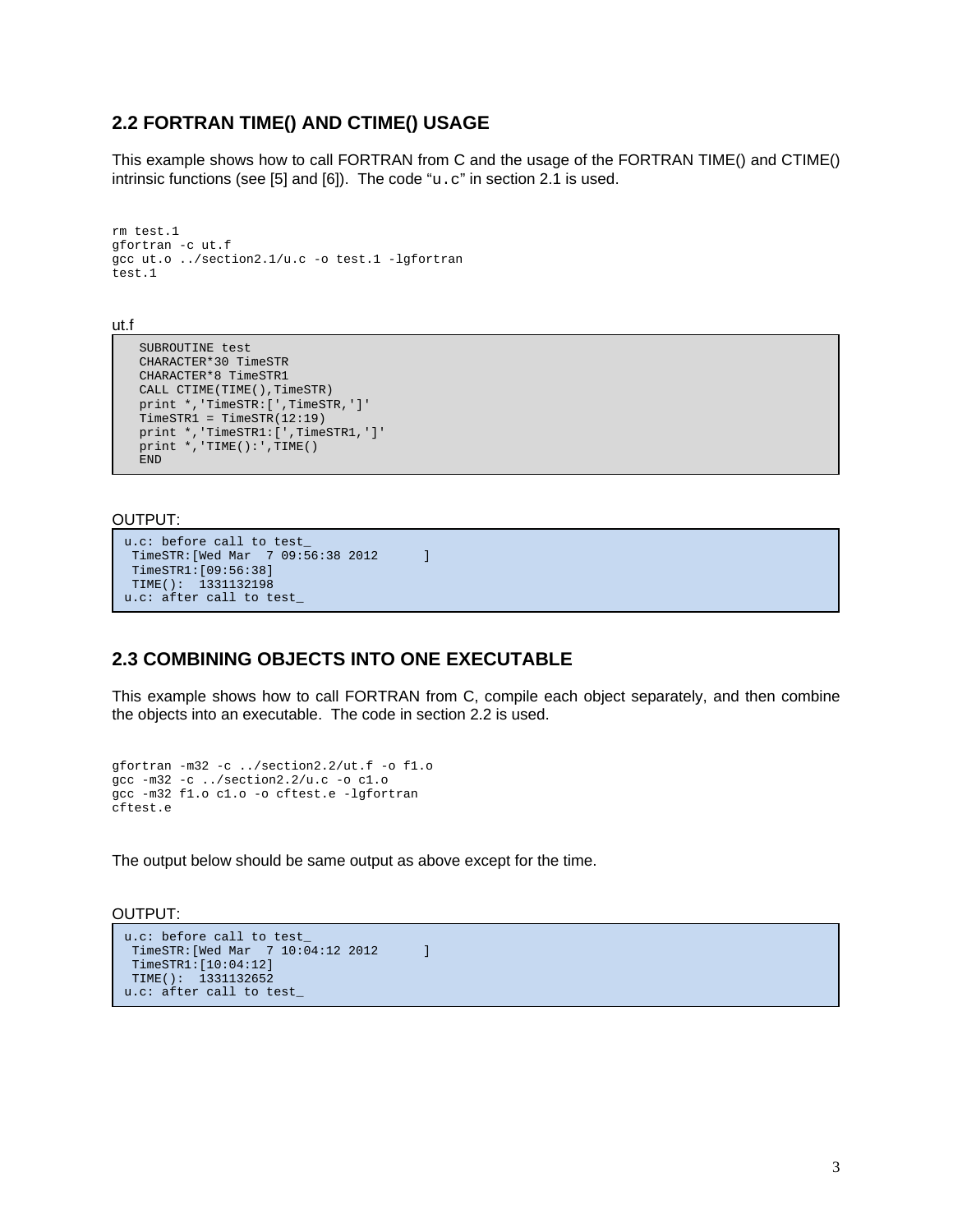## 2.2 FORTRAN TIME() AND CTIME() USAGE

This example shows how to call FORTRAN from C and the usage of the FORTRAN TIME() and CTIME() intrinsic functions (see [5] and [6]). The code "`u.c`" in section 2.1 is used.

```
rm test.1
gfortran -c ut.f
gcc ut.o ../section2.1/u.c -o test.1 -lgfortran
test.1
```

ut.f

```
   SUBROUTINE test
   CHARACTER*30 TimeSTR
   CHARACTER*8 TimeSTR1
   CALL CTIME(TIME(),TimeSTR)
   print *,'TimeSTR:[',TimeSTR,']'
   TimeSTR1 = TimeSTR(12:19)
   print *,'TimeSTR1:[',TimeSTR1,']'
   print *,'TIME():',TIME()
   END
```

OUTPUT:

```
u.c: before call to test_
 TimeSTR:[Wed Mar  7 09:56:38 2012      ]
 TimeSTR1:[09:56:38]
 TIME():  1331132198
u.c: after call to test_
```

## 2.3 COMBINING OBJECTS INTO ONE EXECUTABLE

This example shows how to call FORTRAN from C, compile each object separately, and then combine the objects into an executable. The code in section 2.2 is used.

```
gfortran -m32 -c ../section2.2/ut.f -o f1.o
gcc -m32 -c ../section2.2/u.c -o c1.o
gcc -m32 f1.o c1.o -o cftest.e -lgfortran
cftest.e
```

The output below should be same output as above except for the time.

OUTPUT:

```
u.c: before call to test_
 TimeSTR:[Wed Mar  7 10:04:12 2012      ]
 TimeSTR1:[10:04:12]
 TIME():  1331132652
u.c: after call to test_
```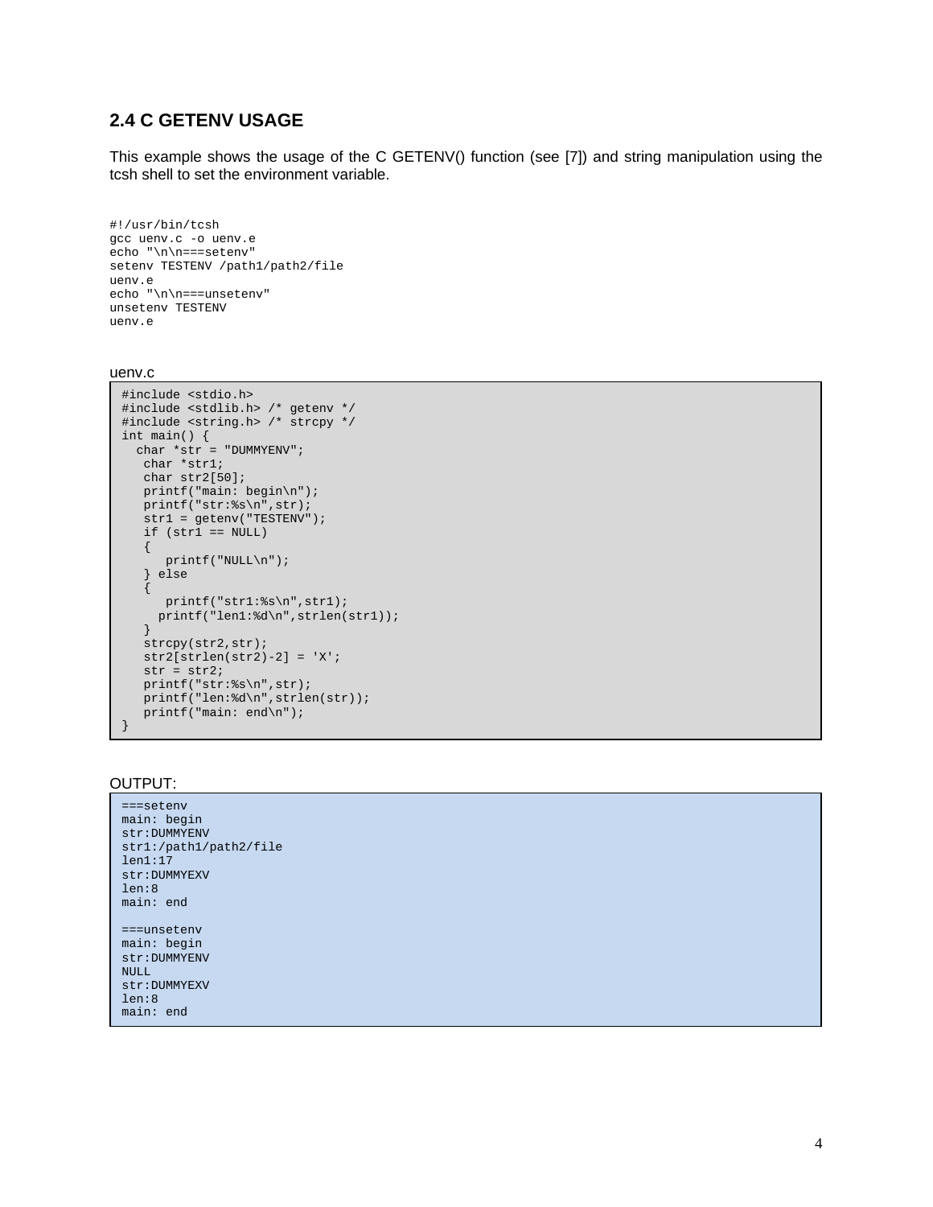## 2.4 C GETENV USAGE

This example shows the usage of the C GETENV() function (see [7]) and string manipulation using the tcsh shell to set the environment variable.

```
#!/usr/bin/tcsh
gcc uenv.c -o uenv.e
echo "\n\n===setenv"
setenv TESTENV /path1/path2/file
uenv.e
echo "\n\n===unsetenv"
unsetenv TESTENV
uenv.e
```

uenv.c

```
#include <stdio.h>
#include <stdlib.h> /* getenv */
#include <string.h> /* strcpy */
int main() {
  char *str = "DUMMYENV";
   char *str1;
   char str2[50];
   printf("main: begin\n");
   printf("str:%s\n",str);
   str1 = getenv("TESTENV");
   if (str1 == NULL)
   {
      printf("NULL\n");
   } else
   {
      printf("str1:%s\n",str1);
     printf("len1:%d\n",strlen(str1));
   }
   strcpy(str2,str);
   str2[strlen(str2)-2] = 'X';
   str = str2;
   printf("str:%s\n",str);
   printf("len:%d\n",strlen(str));
   printf("main: end\n");
}
```

OUTPUT:

```
===setenv
main: begin
str:DUMMYENV
str1:/path1/path2/file
len1:17
str:DUMMYEXV
len:8
main: end

===unsetenv
main: begin
str:DUMMYENV
NULL
str:DUMMYEXV
len:8
main: end
```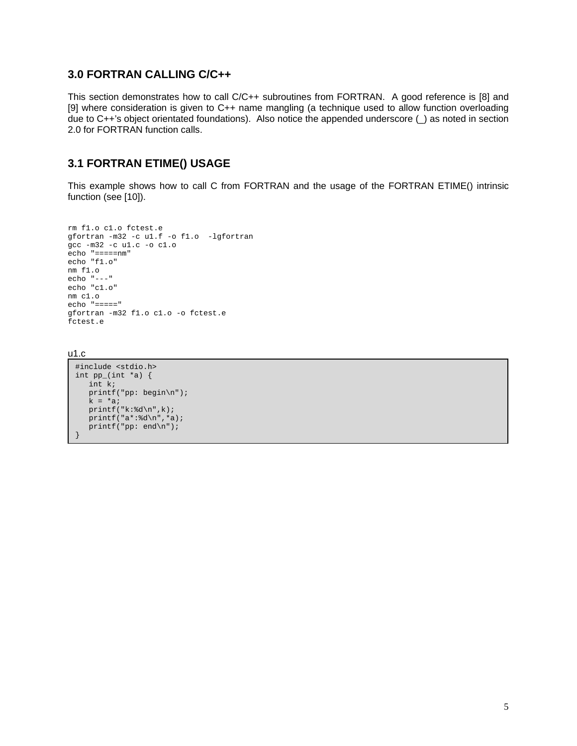## 3.0 FORTRAN CALLING C/C++

This section demonstrates how to call C/C++ subroutines from FORTRAN. A good reference is [8] and [9] where consideration is given to C++ name mangling (a technique used to allow function overloading due to C++'s object orientated foundations). Also notice the appended underscore (_) as noted in section 2.0 for FORTRAN function calls.

## 3.1 FORTRAN ETIME() USAGE

This example shows how to call C from FORTRAN and the usage of the FORTRAN ETIME() intrinsic function (see [10]).

```
rm f1.o c1.o fctest.e
gfortran -m32 -c u1.f -o f1.o  -lgfortran
gcc -m32 -c u1.c -o c1.o
echo "=====nm"
echo "f1.o"
nm f1.o
echo "---"
echo "c1.o"
nm c1.o
echo "====="
gfortran -m32 f1.o c1.o -o fctest.e
fctest.e
```

u1.c

```
#include <stdio.h>
int pp_(int *a) {
   int k;
   printf("pp: begin\n");
   k = *a;
   printf("k:%d\n",k);
   printf("a*:%d\n",*a);
   printf("pp: end\n");
}
```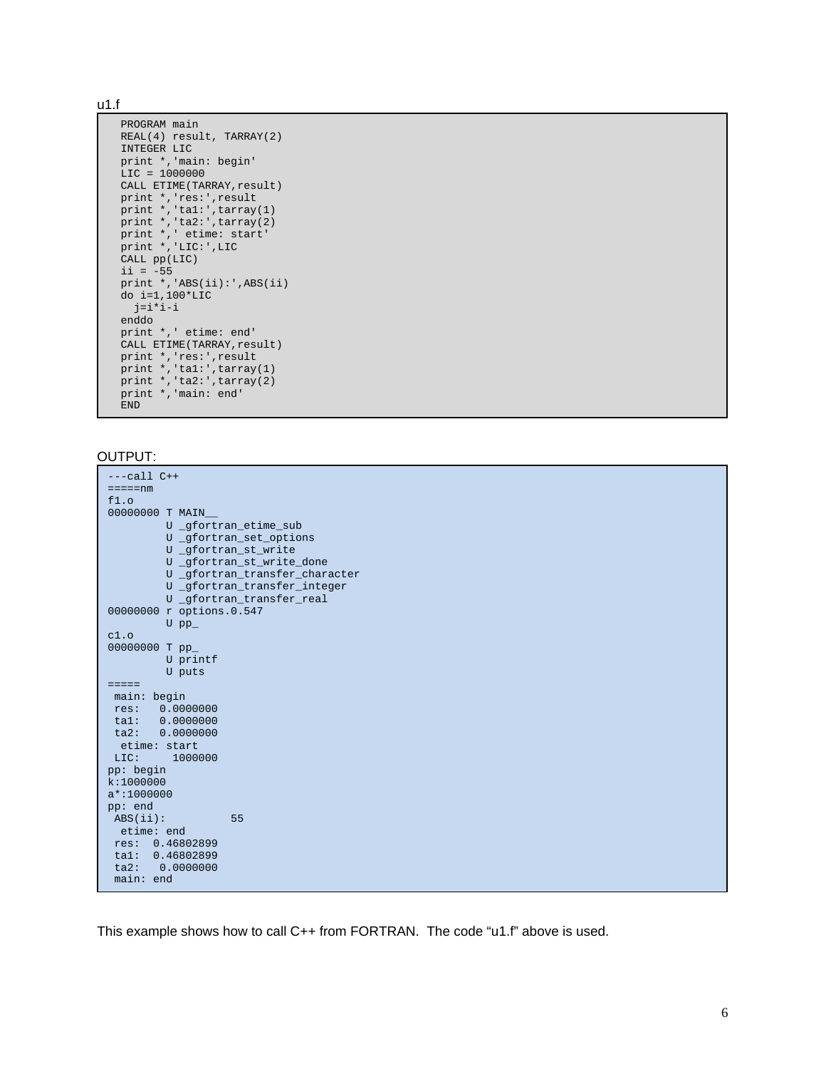u1.f

```
      PROGRAM main
      REAL(4) result, TARRAY(2)
      INTEGER LIC
      print *,'main: begin'
      LIC = 1000000
      CALL ETIME(TARRAY,result)
      print *,'res:',result
      print *,'ta1:',tarray(1)
      print *,'ta2:',tarray(2)
      print *,' etime: start'
      print *,'LIC:',LIC
      CALL pp(LIC)
      ii = -55
      print *,'ABS(ii):',ABS(ii)
      do i=1,100*LIC
        j=i*i-i
      enddo
      print *,' etime: end'
      CALL ETIME(TARRAY,result)
      print *,'res:',result
      print *,'ta1:',tarray(1)
      print *,'ta2:',tarray(2)
      print *,'main: end'
      END
```

OUTPUT:

```
---call C++
=====nm
f1.o
00000000 T MAIN__
         U _gfortran_etime_sub
         U _gfortran_set_options
         U _gfortran_st_write
         U _gfortran_st_write_done
         U _gfortran_transfer_character
         U _gfortran_transfer_integer
         U _gfortran_transfer_real
00000000 r options.0.547
         U pp_
c1.o
00000000 T pp_
         U printf
         U puts
=====
 main: begin
 res:   0.0000000
 ta1:   0.0000000
 ta2:   0.0000000
  etime: start
 LIC:     1000000
pp: begin
k:1000000
a*:1000000
pp: end
 ABS(ii):          55
  etime: end
 res:  0.46802899
 ta1:  0.46802899
 ta2:   0.0000000
 main: end
```

This example shows how to call C++ from FORTRAN. The code "u1.f" above is used.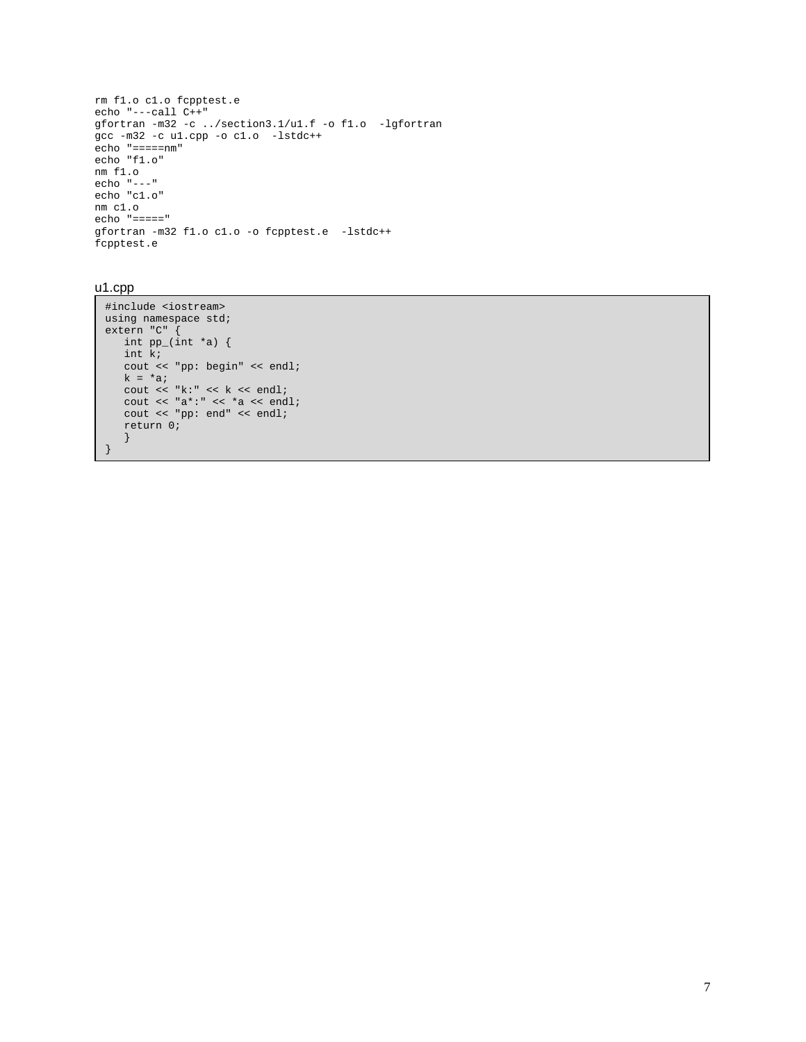```
rm f1.o c1.o fcpptest.e
echo "---call C++"
gfortran -m32 -c ../section3.1/u1.f -o f1.o  -lgfortran
gcc -m32 -c u1.cpp -o c1.o  -lstdc++
echo "=====nm"
echo "f1.o"
nm f1.o
echo "---"
echo "c1.o"
nm c1.o
echo "====="
gfortran -m32 f1.o c1.o -o fcpptest.e  -lstdc++
fcpptest.e
```

u1.cpp

```
#include <iostream>
using namespace std;
extern "C" {
   int pp_(int *a) {
   int k;
   cout << "pp: begin" << endl;
   k = *a;
   cout << "k:" << k << endl;
   cout << "a*:" << *a << endl;
   cout << "pp: end" << endl;
   return 0;
   }
}
```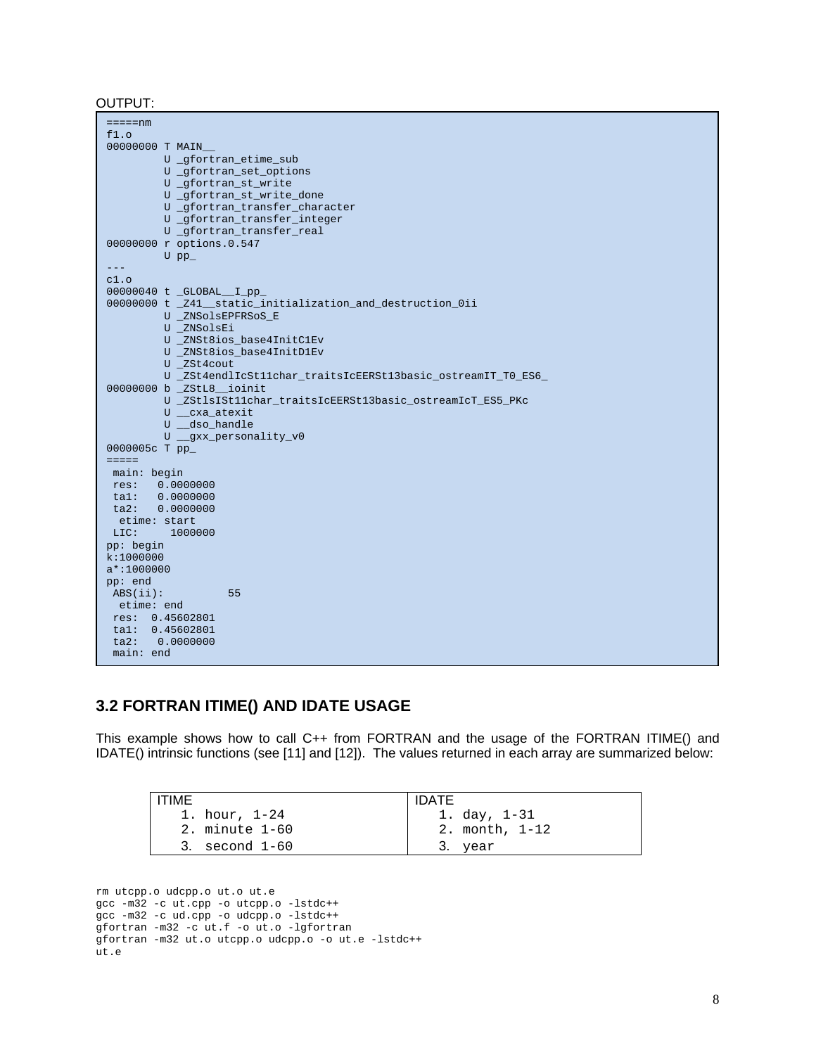OUTPUT:

```
=====nm
f1.o
00000000 T MAIN__
         U _gfortran_etime_sub
         U _gfortran_set_options
         U _gfortran_st_write
         U _gfortran_st_write_done
         U _gfortran_transfer_character
         U _gfortran_transfer_integer
         U _gfortran_transfer_real
00000000 r options.0.547
         U pp_
---
c1.o
00000040 t _GLOBAL__I_pp_
00000000 t _Z41__static_initialization_and_destruction_0ii
         U _ZNSolsEPFRSoS_E
         U _ZNSolsEi
         U _ZNSt8ios_base4InitC1Ev
         U _ZNSt8ios_base4InitD1Ev
         U _ZSt4cout
         U _ZSt4endlIcSt11char_traitsIcEERSt13basic_ostreamIT_T0_ES6_
00000000 b _ZStL8__ioinit
         U _ZStlsISt11char_traitsIcEERSt13basic_ostreamIcT_ES5_PKc
         U __cxa_atexit
         U __dso_handle
         U __gxx_personality_v0
0000005c T pp_
=====
 main: begin
 res:   0.0000000
 ta1:   0.0000000
 ta2:   0.0000000
  etime: start
 LIC:     1000000
pp: begin
k:1000000
a*:1000000
pp: end
 ABS(ii):          55
  etime: end
 res:  0.45602801
 ta1:  0.45602801
 ta2:   0.0000000
 main: end
```

## 3.2 FORTRAN ITIME() AND IDATE USAGE

This example shows how to call C++ from FORTRAN and the usage of the FORTRAN ITIME() and IDATE() intrinsic functions (see [11] and [12]). The values returned in each array are summarized below:

| ITIME | IDATE |
|---|---|
| 1. hour, 1-24<br>2. minute 1-60<br>3. second 1-60 | 1. day, 1-31<br>2. month, 1-12<br>3. year |

```
rm utcpp.o udcpp.o ut.o ut.e
gcc -m32 -c ut.cpp -o utcpp.o -lstdc++
gcc -m32 -c ud.cpp -o udcpp.o -lstdc++
gfortran -m32 -c ut.f -o ut.o -lgfortran
gfortran -m32 ut.o utcpp.o udcpp.o -o ut.e -lstdc++
ut.e
```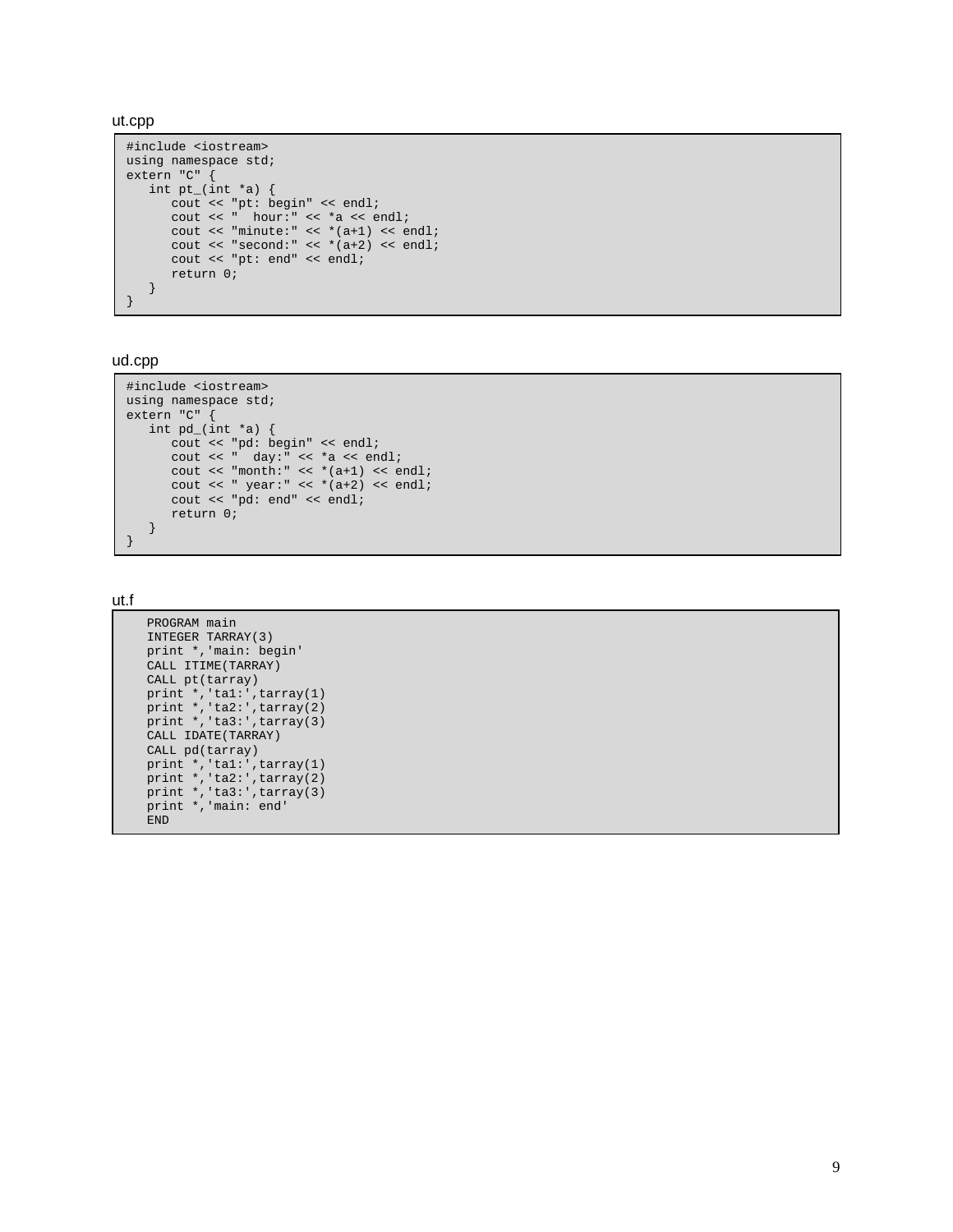ut.cpp

```
#include <iostream>
using namespace std;
extern "C" {
   int pt_(int *a) {
      cout << "pt: begin" << endl;
      cout << "  hour:" << *a << endl;
      cout << "minute:" << *(a+1) << endl;
      cout << "second:" << *(a+2) << endl;
      cout << "pt: end" << endl;
      return 0;
   }
}
```

ud.cpp

```
#include <iostream>
using namespace std;
extern "C" {
   int pd_(int *a) {
      cout << "pd: begin" << endl;
      cout << "  day:" << *a << endl;
      cout << "month:" << *(a+1) << endl;
      cout << " year:" << *(a+2) << endl;
      cout << "pd: end" << endl;
      return 0;
   }
}
```

ut.f

```
   PROGRAM main
   INTEGER TARRAY(3)
   print *,'main: begin'
   CALL ITIME(TARRAY)
   CALL pt(tarray)
   print *,'ta1:',tarray(1)
   print *,'ta2:',tarray(2)
   print *,'ta3:',tarray(3)
   CALL IDATE(TARRAY)
   CALL pd(tarray)
   print *,'ta1:',tarray(1)
   print *,'ta2:',tarray(2)
   print *,'ta3:',tarray(3)
   print *,'main: end'
   END
```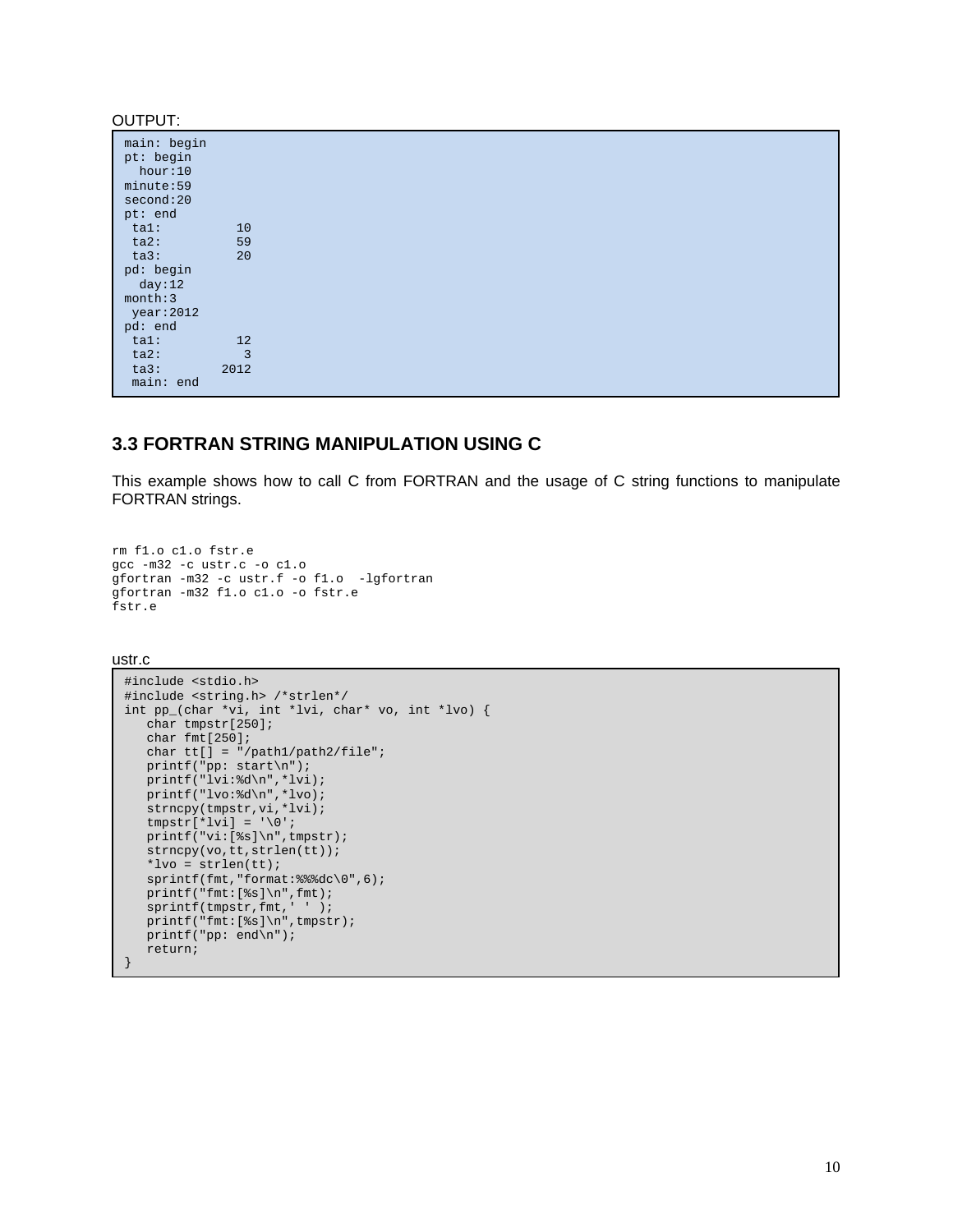OUTPUT:

```
main: begin
pt: begin
  hour:10
minute:59
second:20
pt: end
 ta1:          10
 ta2:          59
 ta3:          20
pd: begin
  day:12
month:3
 year:2012
pd: end
 ta1:          12
 ta2:           3
 ta3:        2012
  main: end
```

## 3.3 FORTRAN STRING MANIPULATION USING C

This example shows how to call C from FORTRAN and the usage of C string functions to manipulate FORTRAN strings.

```
rm f1.o c1.o fstr.e
gcc -m32 -c ustr.c -o c1.o
gfortran -m32 -c ustr.f -o f1.o  -lgfortran
gfortran -m32 f1.o c1.o -o fstr.e
fstr.e
```

ustr.c

```
#include <stdio.h>
#include <string.h> /*strlen*/
int pp_(char *vi, int *lvi, char* vo, int *lvo) {
   char tmpstr[250];
   char fmt[250];
   char tt[] = "/path1/path2/file";
   printf("pp: start\n");
   printf("lvi:%d\n",*lvi);
   printf("lvo:%d\n",*lvo);
   strncpy(tmpstr,vi,*lvi);
   tmpstr[*lvi] = '\0';
   printf("vi:[%s]\n",tmpstr);
   strncpy(vo,tt,strlen(tt));
   *lvo = strlen(tt);
   sprintf(fmt,"format:%%%dc\0",6);
   printf("fmt:[%s]\n",fmt);
   sprintf(tmpstr,fmt,' ' );
   printf("fmt:[%s]\n",tmpstr);
   printf("pp: end\n");
   return;
}
```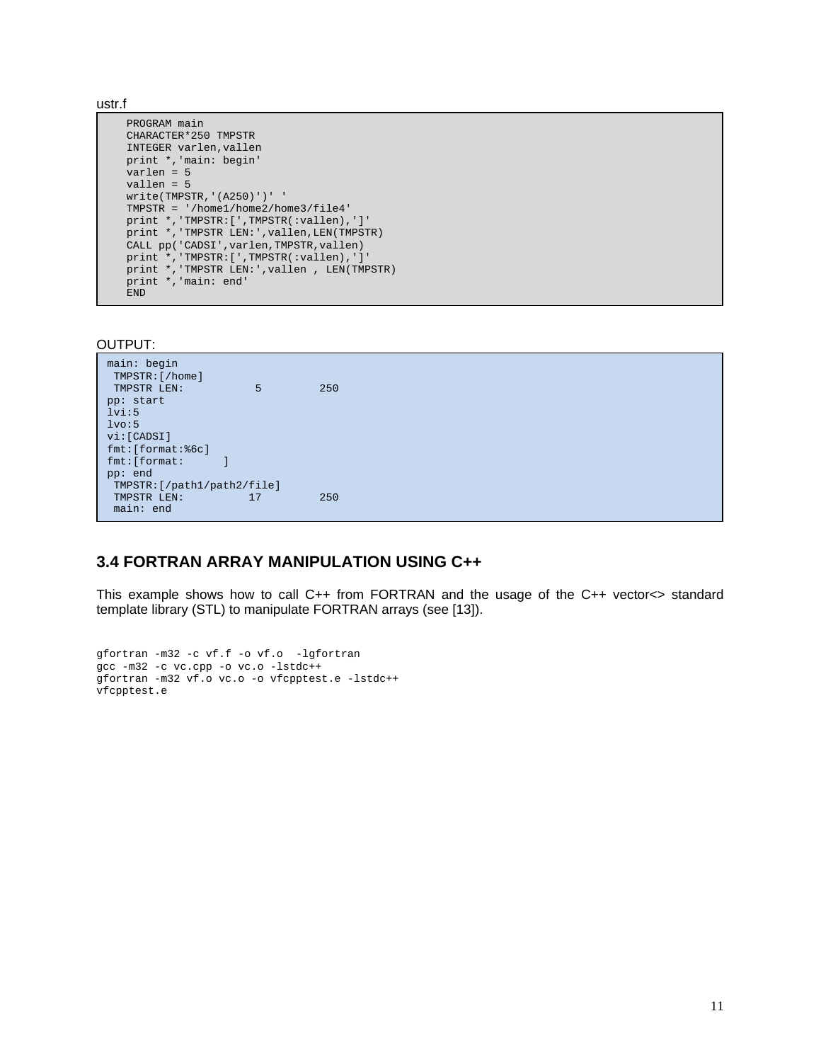ustr.f

```
      PROGRAM main
      CHARACTER*250 TMPSTR
      INTEGER varlen,vallen
      print *,'main: begin'
      varlen = 5
      vallen = 5
      write(TMPSTR,'(A250)')' '
      TMPSTR = '/home1/home2/home3/file4'
      print *,'TMPSTR:[',TMPSTR(:vallen),']'
      print *,'TMPSTR LEN:',vallen,LEN(TMPSTR)
      CALL pp('CADSI',varlen,TMPSTR,vallen)
      print *,'TMPSTR:[',TMPSTR(:vallen),']'
      print *,'TMPSTR LEN:',vallen , LEN(TMPSTR)
      print *,'main: end'
      END
```

OUTPUT:

```
main: begin
 TMPSTR:[/home]
 TMPSTR LEN:           5         250
pp: start
lvi:5
lvo:5
vi:[CADSI]
fmt:[format:%6c]
fmt:[format:      ]
pp: end
 TMPSTR:[/path1/path2/file]
 TMPSTR LEN:          17         250
 main: end
```

## 3.4 FORTRAN ARRAY MANIPULATION USING C++

This example shows how to call C++ from FORTRAN and the usage of the C++ vector<> standard template library (STL) to manipulate FORTRAN arrays (see [13]).

```
gfortran -m32 -c vf.f -o vf.o  -lgfortran
gcc -m32 -c vc.cpp -o vc.o -lstdc++
gfortran -m32 vf.o vc.o -o vfcpptest.e -lstdc++
vfcpptest.e
```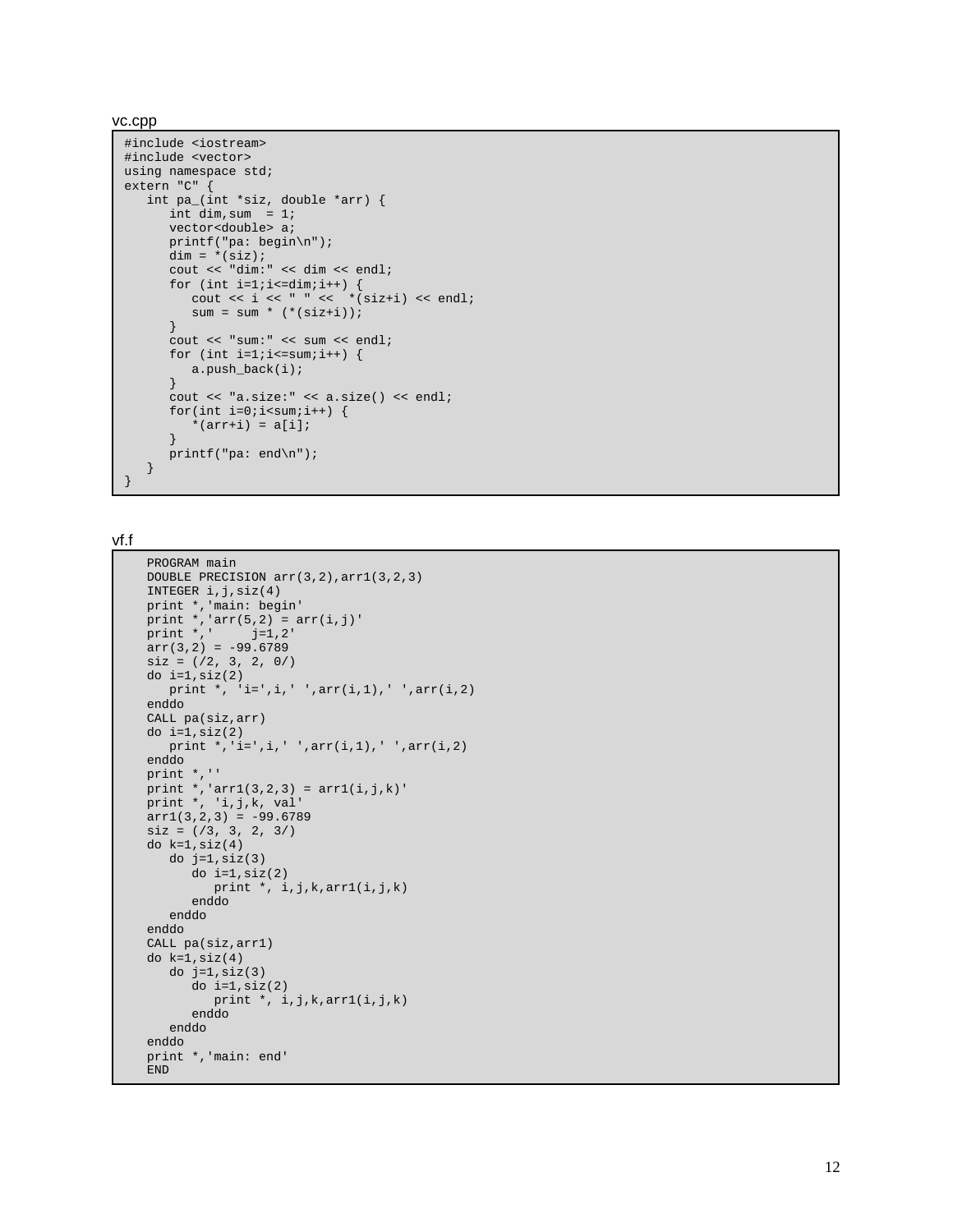vc.cpp

```
#include <iostream>
#include <vector>
using namespace std;
extern "C" {
   int pa_(int *siz, double *arr) {
      int dim,sum  = 1;
      vector<double> a;
      printf("pa: begin\n");
      dim = *(siz);
      cout << "dim:" << dim << endl;
      for (int i=1;i<=dim;i++) {
         cout << i << " " <<  *(siz+i) << endl;
         sum = sum * (*(siz+i));
      }
      cout << "sum:" << sum << endl;
      for (int i=1;i<=sum;i++) {
         a.push_back(i);
      }
      cout << "a.size:" << a.size() << endl;
      for(int i=0;i<sum;i++) {
         *(arr+i) = a[i];
      }
      printf("pa: end\n");
   }
}
```

vf.f

```
   PROGRAM main
   DOUBLE PRECISION arr(3,2),arr1(3,2,3)
   INTEGER i,j,siz(4)
   print *,'main: begin'
   print *,'arr(5,2) = arr(i,j)'
   print *,'     j=1,2'
   arr(3,2) = -99.6789
   siz = (/2, 3, 2, 0/)
   do i=1,siz(2)
      print *, 'i=',i,' ',arr(i,1),' ',arr(i,2)
   enddo
   CALL pa(siz,arr)
   do i=1,siz(2)
      print *,'i=',i,' ',arr(i,1),' ',arr(i,2)
   enddo
   print *,''
   print *,'arr1(3,2,3) = arr1(i,j,k)'
   print *, 'i,j,k, val'
   arr1(3,2,3) = -99.6789
   siz = (/3, 3, 2, 3/)
   do k=1,siz(4)
      do j=1,siz(3)
         do i=1,siz(2)
            print *, i,j,k,arr1(i,j,k)
         enddo
      enddo
   enddo
   CALL pa(siz,arr1)
   do k=1,siz(4)
      do j=1,siz(3)
         do i=1,siz(2)
            print *, i,j,k,arr1(i,j,k)
         enddo
      enddo
   enddo
   print *,'main: end'
   END
```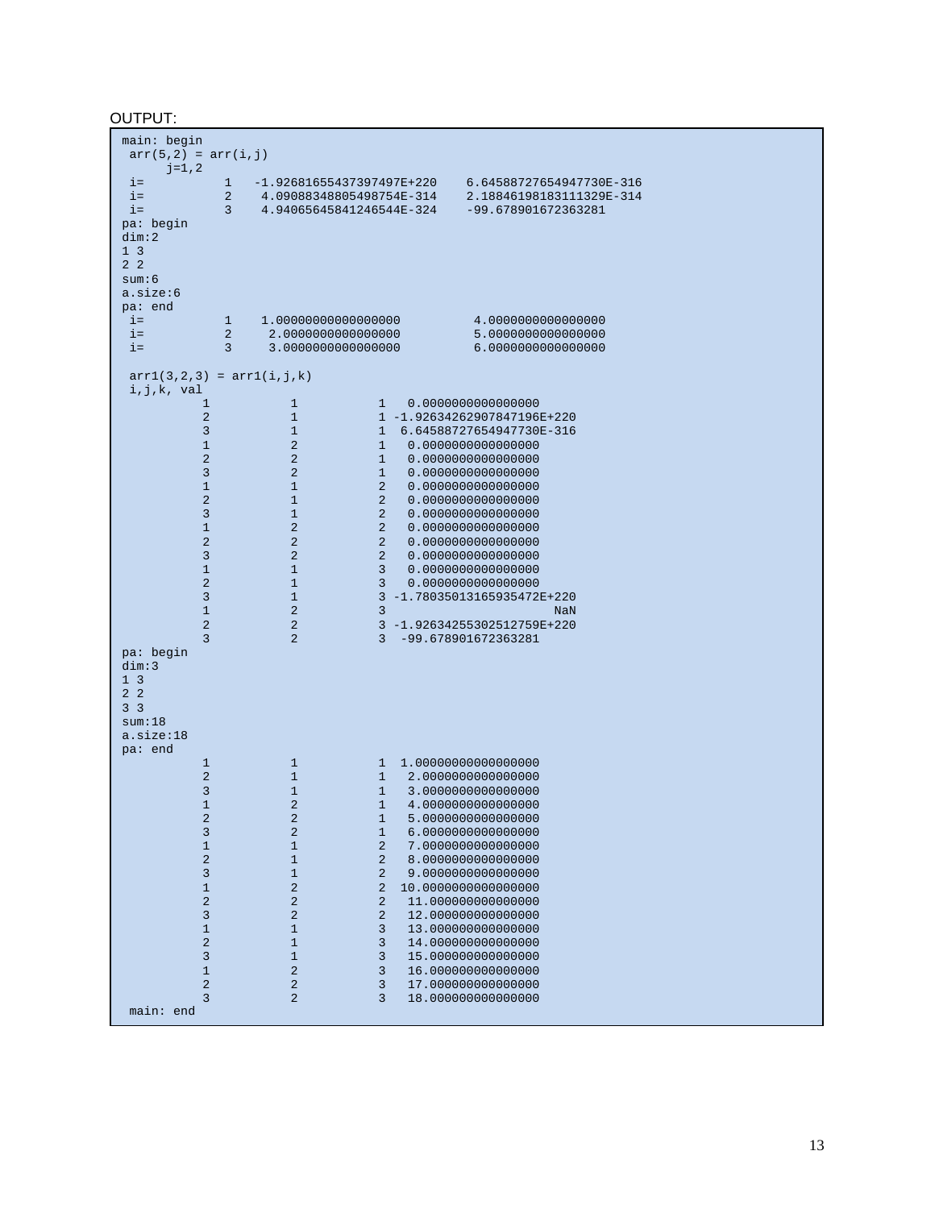OUTPUT:

```
main: begin
 arr(5,2) = arr(i,j)
      j=1,2
 i=          1   -1.92681655437397497E+220    6.64588727654947730E-316
 i=          2    4.09088348805498754E-314    2.18846198183111329E-314
 i=          3    4.94065645841246544E-324    -99.678901672363281
pa: begin
dim:2
1 3
2 2
sum:6
a.size:6
pa: end
 i=          1    1.00000000000000000          4.0000000000000000
 i=          2     2.0000000000000000          5.0000000000000000
 i=          3     3.0000000000000000          6.0000000000000000

  arr1(3,2,3) = arr1(i,j,k)
  i,j,k, val
           1           1           1   0.0000000000000000
           2           1           1 -1.92634262907847196E+220
           3           1           1  6.64588727654947730E-316
           1           2           1   0.0000000000000000
           2           2           1   0.0000000000000000
           3           2           1   0.0000000000000000
           1           1           2   0.0000000000000000
           2           1           2   0.0000000000000000
           3           1           2   0.0000000000000000
           1           2           2   0.0000000000000000
           2           2           2   0.0000000000000000
           3           2           2   0.0000000000000000
           1           1           3   0.0000000000000000
           2           1           3   0.0000000000000000
           3           1           3 -1.78035013165935472E+220
           1           2           3                       NaN
           2           2           3 -1.92634255302512759E+220
           3           2           3  -99.678901672363281
pa: begin
dim:3
1 3
2 2
3 3
sum:18
a.size:18
pa: end
           1           1           1  1.00000000000000000
           2           1           1   2.0000000000000000
           3           1           1   3.0000000000000000
           1           2           1   4.0000000000000000
           2           2           1   5.0000000000000000
           3           2           1   6.0000000000000000
           1           1           2   7.0000000000000000
           2           1           2   8.0000000000000000
           3           1           2   9.0000000000000000
           1           2           2  10.0000000000000000
           2           2           2   11.000000000000000
           3           2           2   12.000000000000000
           1           1           3   13.000000000000000
           2           1           3   14.000000000000000
           3           1           3   15.000000000000000
           1           2           3   16.000000000000000
           2           2           3   17.000000000000000
           3           2           3   18.000000000000000
  main: end
```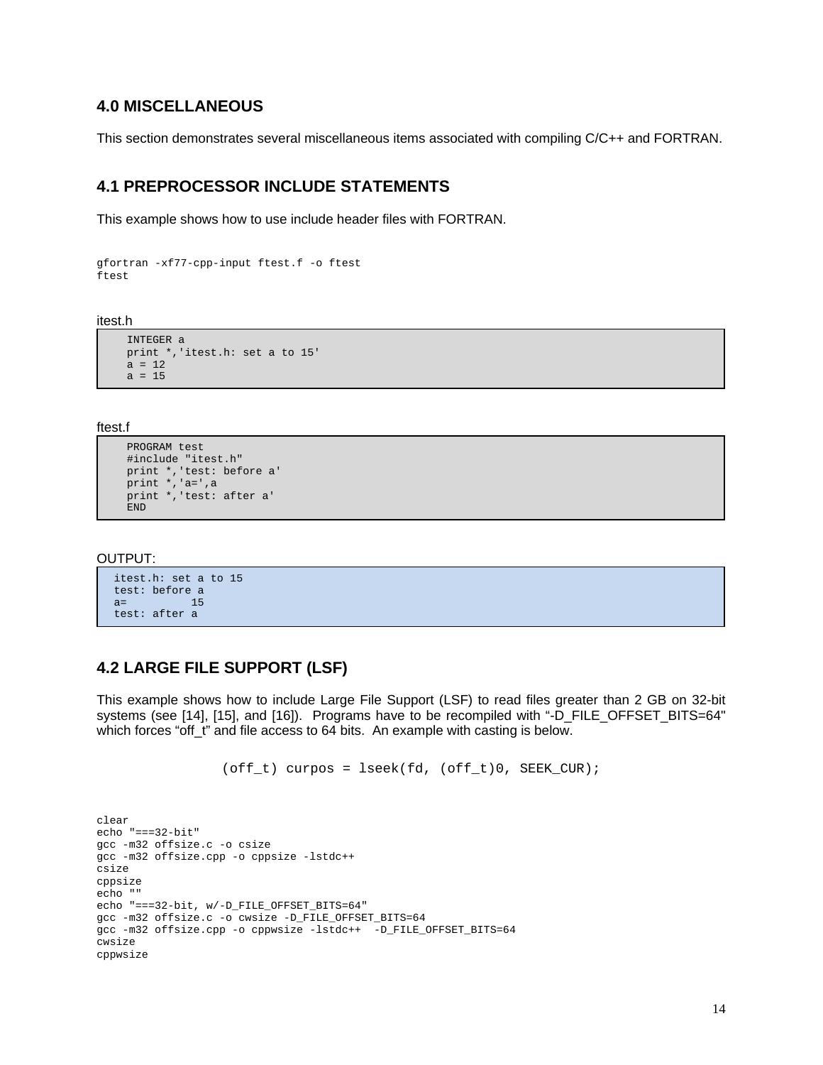## 4.0 MISCELLANEOUS

This section demonstrates several miscellaneous items associated with compiling C/C++ and FORTRAN.

## 4.1 PREPROCESSOR INCLUDE STATEMENTS

This example shows how to use include header files with FORTRAN.

```
gfortran -xf77-cpp-input ftest.f -o ftest
ftest
```

itest.h

```
    INTEGER a
    print *,'itest.h: set a to 15'
    a = 12
    a = 15
```

ftest.f

```
    PROGRAM test
    #include "itest.h"
    print *,'test: before a'
    print *,'a=',a
    print *,'test: after a'
    END
```

OUTPUT:

```
 itest.h: set a to 15
 test: before a
 a=          15
 test: after a
```

## 4.2 LARGE FILE SUPPORT (LSF)

This example shows how to include Large File Support (LSF) to read files greater than 2 GB on 32-bit systems (see [14], [15], and [16]). Programs have to be recompiled with "-D_FILE_OFFSET_BITS=64" which forces "off_t" and file access to 64 bits. An example with casting is below.

```
(off_t) curpos = lseek(fd, (off_t)0, SEEK_CUR);
```

```
clear
echo "===32-bit"
gcc -m32 offsize.c -o csize
gcc -m32 offsize.cpp -o cppsize -lstdc++
csize
cppsize
echo ""
echo "===32-bit, w/-D_FILE_OFFSET_BITS=64"
gcc -m32 offsize.c -o cwsize -D_FILE_OFFSET_BITS=64
gcc -m32 offsize.cpp -o cppwsize -lstdc++  -D_FILE_OFFSET_BITS=64
cwsize
cppwsize
```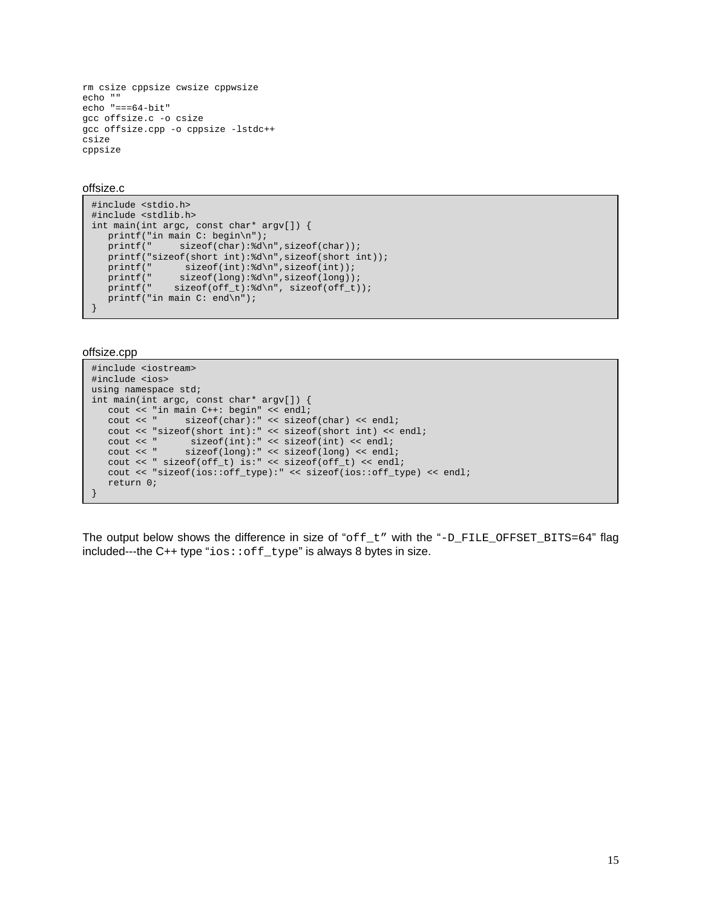```
rm csize cppsize cwsize cppwsize
echo ""
echo "===64-bit"
gcc offsize.c -o csize
gcc offsize.cpp -o cppsize -lstdc++
csize
cppsize
```

offsize.c

```
#include <stdio.h>
#include <stdlib.h>
int main(int argc, const char* argv[]) {
   printf("in main C: begin\n");
   printf("     sizeof(char):%d\n",sizeof(char));
   printf("sizeof(short int):%d\n",sizeof(short int));
   printf("      sizeof(int):%d\n",sizeof(int));
   printf("     sizeof(long):%d\n",sizeof(long));
   printf("    sizeof(off_t):%d\n", sizeof(off_t));
   printf("in main C: end\n");
}
```

offsize.cpp

```
#include <iostream>
#include <ios>
using namespace std;
int main(int argc, const char* argv[]) {
   cout << "in main C++: begin" << endl;
   cout << "     sizeof(char):" << sizeof(char) << endl;
   cout << "sizeof(short int):" << sizeof(short int) << endl;
   cout << "      sizeof(int):" << sizeof(int) << endl;
   cout << "     sizeof(long):" << sizeof(long) << endl;
   cout << " sizeof(off_t) is:" << sizeof(off_t) << endl;
   cout << "sizeof(ios::off_type):" << sizeof(ios::off_type) << endl;
   return 0;
}
```

The output below shows the difference in size of "`off_t`" with the "`-D_FILE_OFFSET_BITS=64`" flag included---the C++ type "`ios::off_type`" is always 8 bytes in size.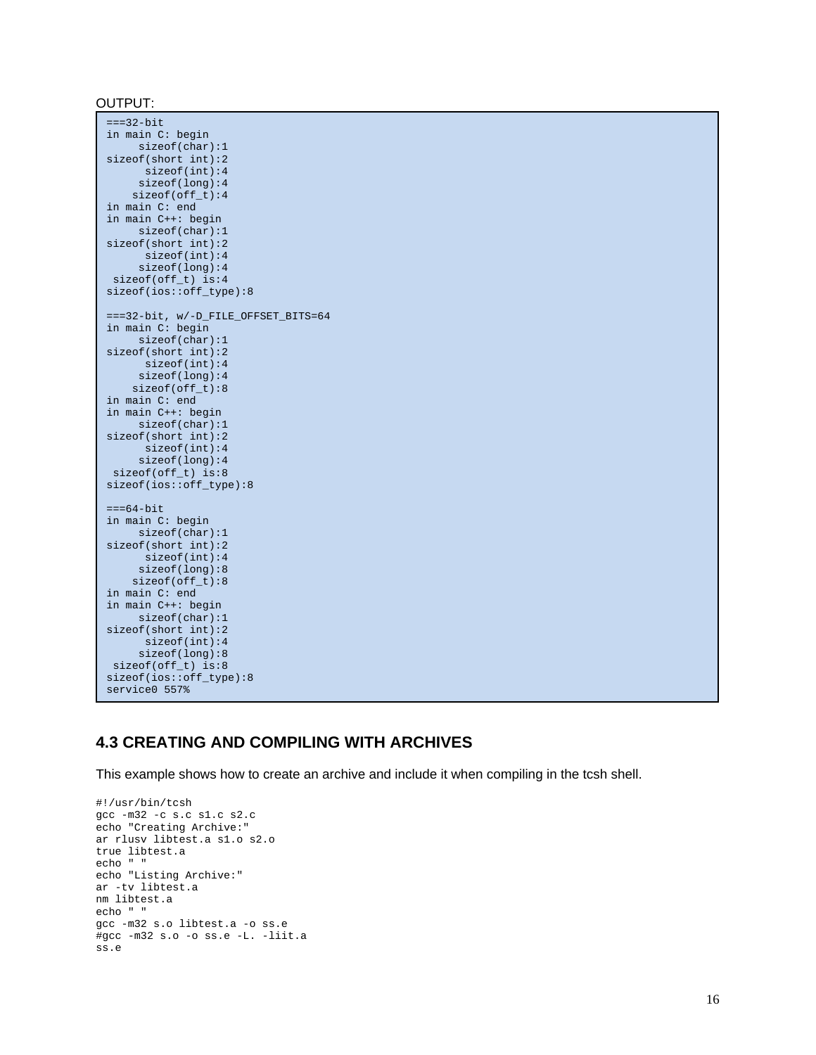OUTPUT:

```
===32-bit
in main C: begin
     sizeof(char):1
sizeof(short int):2
      sizeof(int):4
     sizeof(long):4
    sizeof(off_t):4
in main C: end
in main C++: begin
     sizeof(char):1
sizeof(short int):2
      sizeof(int):4
     sizeof(long):4
 sizeof(off_t) is:4
sizeof(ios::off_type):8

===32-bit, w/-D_FILE_OFFSET_BITS=64
in main C: begin
     sizeof(char):1
sizeof(short int):2
      sizeof(int):4
     sizeof(long):4
    sizeof(off_t):8
in main C: end
in main C++: begin
     sizeof(char):1
sizeof(short int):2
      sizeof(int):4
     sizeof(long):4
 sizeof(off_t) is:8
sizeof(ios::off_type):8

===64-bit
in main C: begin
     sizeof(char):1
sizeof(short int):2
      sizeof(int):4
     sizeof(long):8
    sizeof(off_t):8
in main C: end
in main C++: begin
     sizeof(char):1
sizeof(short int):2
      sizeof(int):4
     sizeof(long):8
 sizeof(off_t) is:8
sizeof(ios::off_type):8
service0 557%
```

### 4.3 CREATING AND COMPILING WITH ARCHIVES

This example shows how to create an archive and include it when compiling in the tcsh shell.

```
#!/usr/bin/tcsh
gcc -m32 -c s.c s1.c s2.c
echo "Creating Archive:"
ar rlusv libtest.a s1.o s2.o
true libtest.a
echo " "
echo "Listing Archive:"
ar -tv libtest.a
nm libtest.a
echo " "
gcc -m32 s.o libtest.a -o ss.e
#gcc -m32 s.o -o ss.e -L. -liit.a
ss.e
```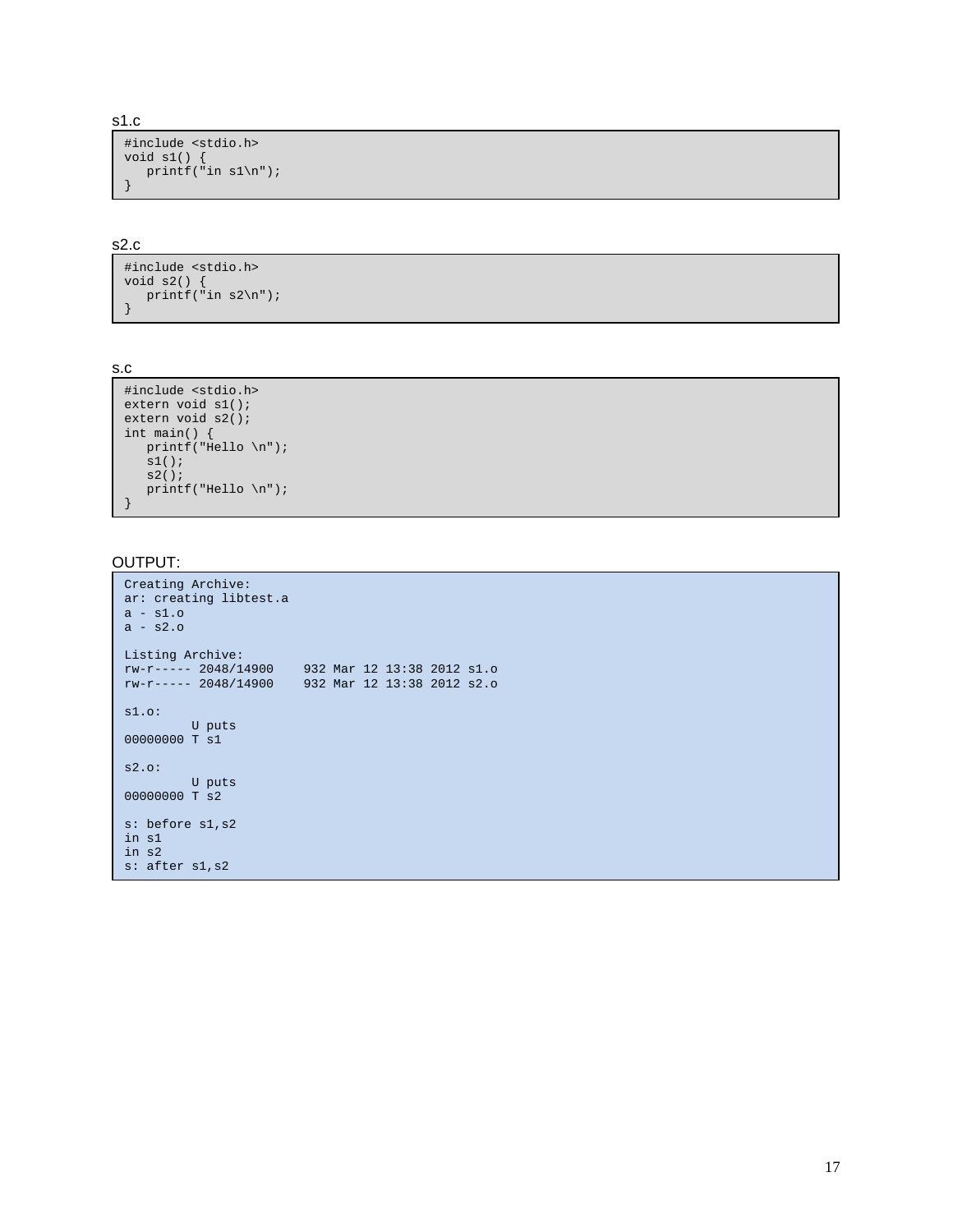s1.c

```
#include <stdio.h>
void s1() {
   printf("in s1\n");
}
```

s2.c

```
#include <stdio.h>
void s2() {
   printf("in s2\n");
}
```

s.c

```
#include <stdio.h>
extern void s1();
extern void s2();
int main() {
   printf("Hello \n");
   s1();
   s2();
   printf("Hello \n");
}
```

OUTPUT:

```
Creating Archive:
ar: creating libtest.a
a - s1.o
a - s2.o

Listing Archive:
rw-r----- 2048/14900    932 Mar 12 13:38 2012 s1.o
rw-r----- 2048/14900    932 Mar 12 13:38 2012 s2.o

s1.o:
         U puts
00000000 T s1

s2.o:
         U puts
00000000 T s2

s: before s1,s2
in s1
in s2
s: after s1,s2
```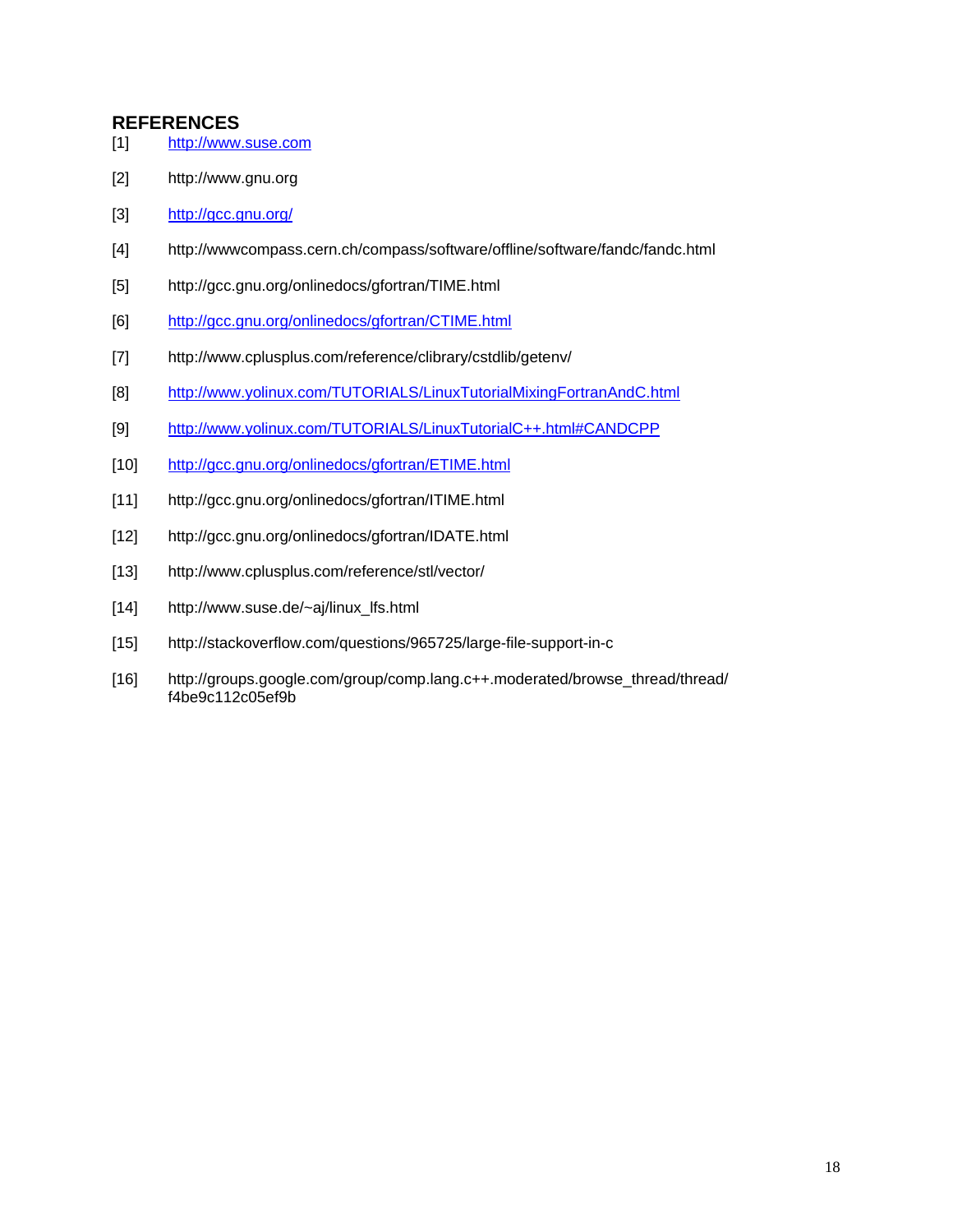## REFERENCES

[1] http://www.suse.com

[2] http://www.gnu.org

[3] http://gcc.gnu.org/

[4] http://wwwcompass.cern.ch/compass/software/offline/software/fandc/fandc.html

[5] http://gcc.gnu.org/onlinedocs/gfortran/TIME.html

[6] http://gcc.gnu.org/onlinedocs/gfortran/CTIME.html

[7] http://www.cplusplus.com/reference/clibrary/cstdlib/getenv/

[8] http://www.yolinux.com/TUTORIALS/LinuxTutorialMixingFortranAndC.html

[9] http://www.yolinux.com/TUTORIALS/LinuxTutorialC++.html#CANDCPP

[10] http://gcc.gnu.org/onlinedocs/gfortran/ETIME.html

[11] http://gcc.gnu.org/onlinedocs/gfortran/ITIME.html

[12] http://gcc.gnu.org/onlinedocs/gfortran/IDATE.html

[13] http://www.cplusplus.com/reference/stl/vector/

[14] http://www.suse.de/~aj/linux_lfs.html

[15] http://stackoverflow.com/questions/965725/large-file-support-in-c

[16] http://groups.google.com/group/comp.lang.c++.moderated/browse_thread/thread/f4be9c112c05ef9b